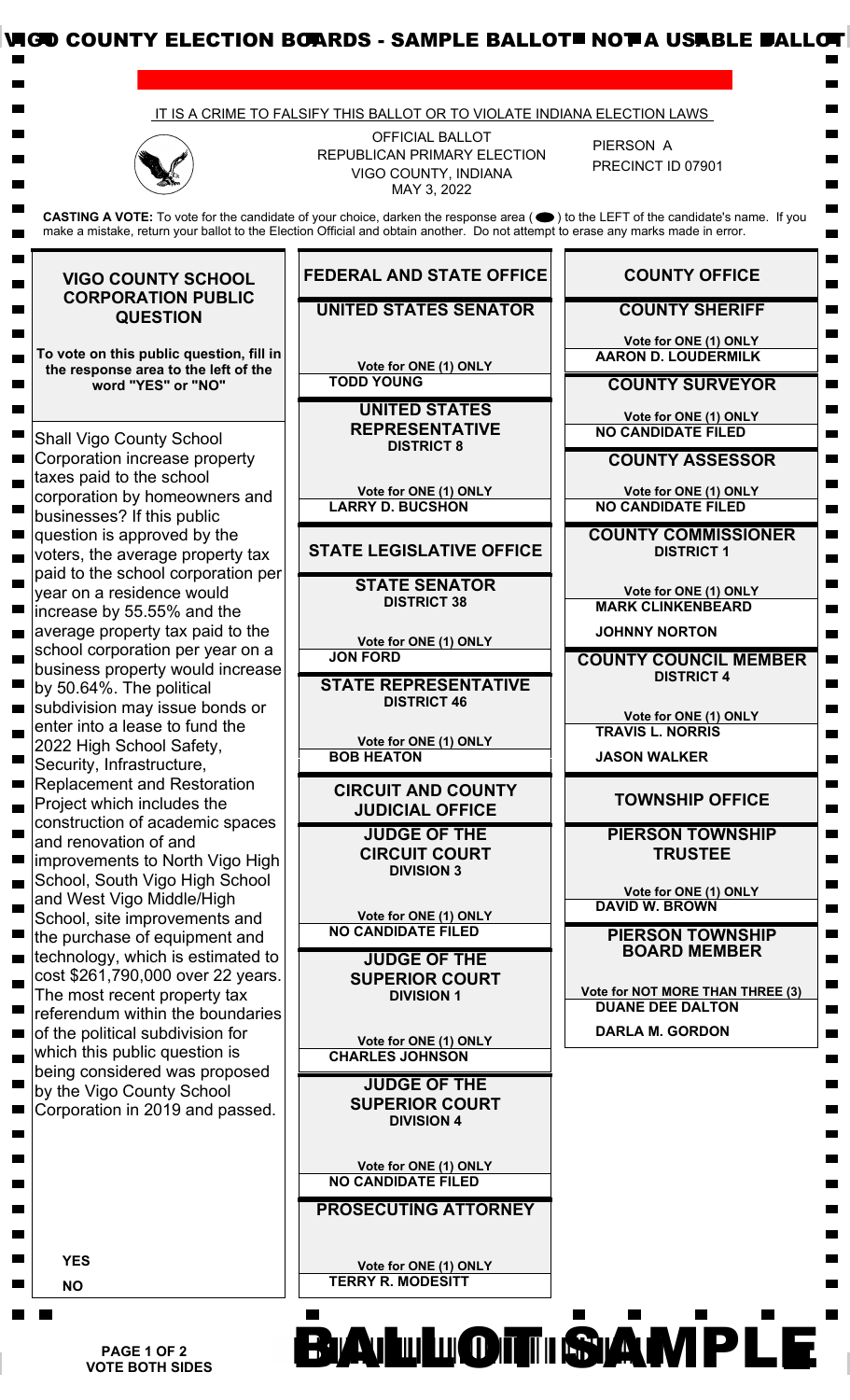VIGO COUNTY ELECTION BOARDS - SAMPLE BALLOT NOT A USABLE BALLOT

IT IS A CRIME TO FALSIFY THIS BALLOT OR TO VIOLATE INDIANA ELECTION LAWS

OFFICIAL BALLOT
REPUBLICAN PRIMARY ELECTION
VIGO COUNTY, INDIANA
MAY 3, 2022

PIERSON A
PRECINCT ID 07901

**CASTING A VOTE:** To vote for the candidate of your choice, darken the response area ( ⬬ ) to the LEFT of the candidate's name. If you make a mistake, return your ballot to the Election Official and obtain another. Do not attempt to erase any marks made in error.

## VIGO COUNTY SCHOOL CORPORATION PUBLIC QUESTION

**To vote on this public question, fill in the response area to the left of the word "YES" or "NO"**

Shall Vigo County School Corporation increase property taxes paid to the school corporation by homeowners and businesses? If this public question is approved by the voters, the average property tax paid to the school corporation per year on a residence would increase by 55.55% and the average property tax paid to the school corporation per year on a business property would increase by 50.64%. The political subdivision may issue bonds or enter into a lease to fund the 2022 High School Safety, Security, Infrastructure, Replacement and Restoration Project which includes the construction of academic spaces and renovation of and improvements to North Vigo High School, South Vigo High School and West Vigo Middle/High School, site improvements and the purchase of equipment and technology, which is estimated to cost $261,790,000 over 22 years. The most recent property tax referendum within the boundaries of the political subdivision for which this public question is being considered was proposed by the Vigo County School Corporation in 2019 and passed.

**YES**

**NO**

## FEDERAL AND STATE OFFICE

### UNITED STATES SENATOR

Vote for ONE (1) ONLY

**TODD YOUNG**

### UNITED STATES REPRESENTATIVE
**DISTRICT 8**

Vote for ONE (1) ONLY

**LARRY D. BUCSHON**

## STATE LEGISLATIVE OFFICE

### STATE SENATOR
**DISTRICT 38**

Vote for ONE (1) ONLY

**JON FORD**

### STATE REPRESENTATIVE
**DISTRICT 46**

Vote for ONE (1) ONLY

**BOB HEATON**

## CIRCUIT AND COUNTY JUDICIAL OFFICE

### JUDGE OF THE CIRCUIT COURT
**DIVISION 3**

Vote for ONE (1) ONLY

**NO CANDIDATE FILED**

### JUDGE OF THE SUPERIOR COURT
**DIVISION 1**

Vote for ONE (1) ONLY

**CHARLES JOHNSON**

### JUDGE OF THE SUPERIOR COURT
**DIVISION 4**

Vote for ONE (1) ONLY

**NO CANDIDATE FILED**

### PROSECUTING ATTORNEY

Vote for ONE (1) ONLY

**TERRY R. MODESITT**

## COUNTY OFFICE

### COUNTY SHERIFF

Vote for ONE (1) ONLY

**AARON D. LOUDERMILK**

### COUNTY SURVEYOR

Vote for ONE (1) ONLY

**NO CANDIDATE FILED**

### COUNTY ASSESSOR

Vote for ONE (1) ONLY

**NO CANDIDATE FILED**

### COUNTY COMMISSIONER
**DISTRICT 1**

Vote for ONE (1) ONLY

**MARK CLINKENBEARD**

**JOHNNY NORTON**

### COUNTY COUNCIL MEMBER
**DISTRICT 4**

Vote for ONE (1) ONLY

**TRAVIS L. NORRIS**

**JASON WALKER**

## TOWNSHIP OFFICE

### PIERSON TOWNSHIP TRUSTEE

Vote for ONE (1) ONLY

**DAVID W. BROWN**

### PIERSON TOWNSHIP BOARD MEMBER

Vote for NOT MORE THAN THREE (3)

**DUANE DEE DALTON**

**DARLA M. GORDON**

**VOTE BOTH SIDES**

BALLOT SAMPLE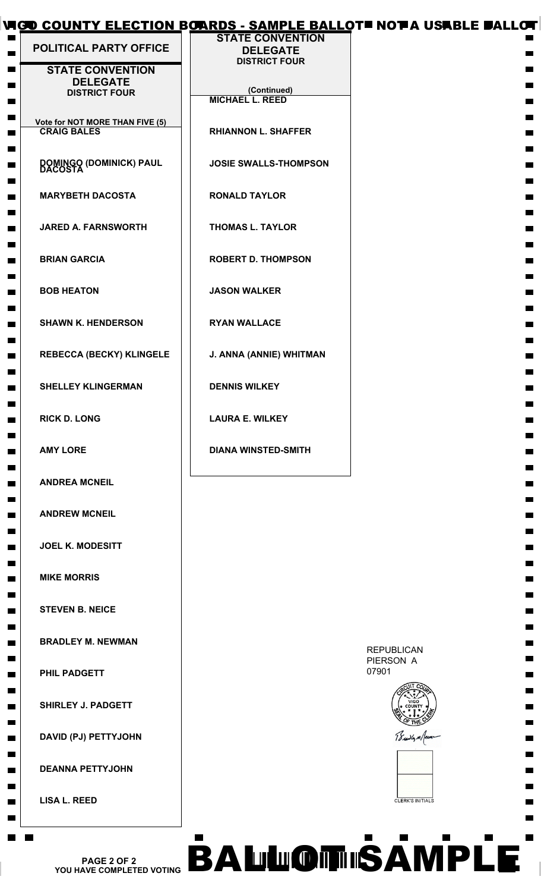VIGO COUNTY ELECTION BOARDS - SAMPLE BALLOT NOT A USABLE BALLOT

## POLITICAL PARTY OFFICE

### STATE CONVENTION DELEGATE
**DISTRICT FOUR**

Vote for NOT MORE THAN FIVE (5)

CRAIG BALES

DOMINGO (DOMINICK) PAUL DACOSTA

MARYBETH DACOSTA

JARED A. FARNSWORTH

BRIAN GARCIA

BOB HEATON

SHAWN K. HENDERSON

REBECCA (BECKY) KLINGELE

SHELLEY KLINGERMAN

RICK D. LONG

AMY LORE

ANDREA MCNEIL

ANDREW MCNEIL

JOEL K. MODESITT

MIKE MORRIS

STEVEN B. NEICE

BRADLEY M. NEWMAN

PHIL PADGETT

SHIRLEY J. PADGETT

DAVID (PJ) PETTYJOHN

DEANNA PETTYJOHN

LISA L. REED

### STATE CONVENTION DELEGATE
**DISTRICT FOUR**

(Continued)

MICHAEL L. REED

RHIANNON L. SHAFFER

JOSIE SWALLS-THOMPSON

RONALD TAYLOR

THOMAS L. TAYLOR

ROBERT D. THOMPSON

JASON WALKER

RYAN WALLACE

J. ANNA (ANNIE) WHITMAN

DENNIS WILKEY

LAURA E. WILKEY

DIANA WINSTED-SMITH

REPUBLICAN
PIERSON A
07901

CLERK'S INITIALS

PAGE 2 OF 2
YOU HAVE COMPLETED VOTING

BALLOT SAMPLE